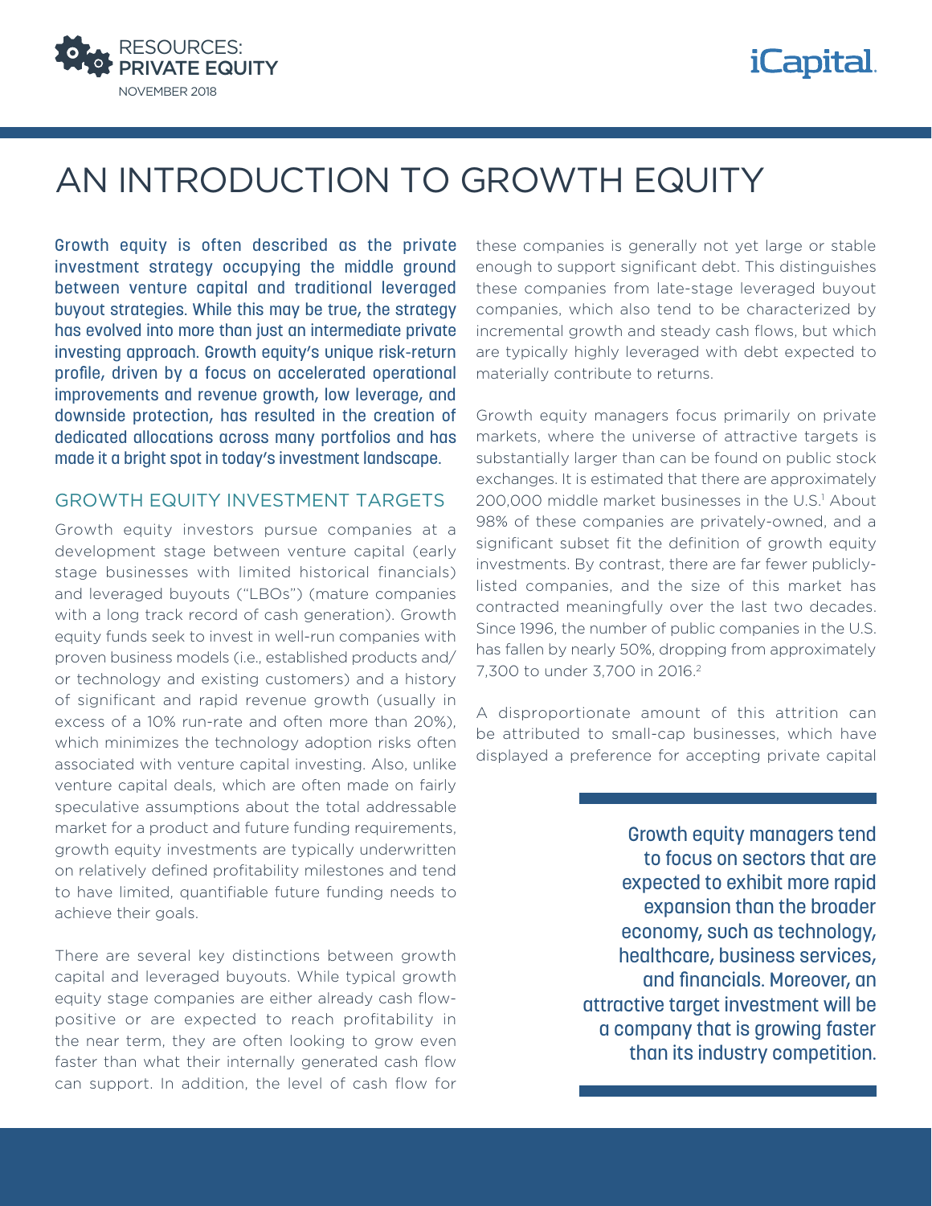# AN INTRODUCTION TO GROWTH EQUITY

**Growth equity is often described as the private investment strategy occupying the middle ground between venture capital and traditional leveraged buyout strategies. While this may be true, the strategy has evolved into more than just an intermediate private investing approach. Growth equity's unique risk-return profile, driven by a focus on accelerated operational improvements and revenue growth, low leverage, and downside protection, has resulted in the creation of dedicated allocations across many portfolios and has made it a bright spot in today's investment landscape.**

## GROWTH EQUITY INVESTMENT TARGETS

Growth equity investors pursue companies at a development stage between venture capital (early stage businesses with limited historical financials) and leveraged buyouts ("LBOs") (mature companies with a long track record of cash generation). Growth equity funds seek to invest in well-run companies with proven business models (i.e., established products and/or technology and existing customers) and a history of significant and rapid revenue growth (usually in excess of a 10% run-rate and often more than 20%), which minimizes the technology adoption risks often associated with venture capital investing. Also, unlike venture capital deals, which are often made on fairly speculative assumptions about the total addressable market for a product and future funding requirements, growth equity investments are typically underwritten on relatively defined profitability milestones and tend to have limited, quantifiable future funding needs to achieve their goals.

There are several key distinctions between growth capital and leveraged buyouts. While typical growth equity stage companies are either already cash flow-positive or are expected to reach profitability in the near term, they are often looking to grow even faster than what their internally generated cash flow can support. In addition, the level of cash flow for these companies is generally not yet large or stable enough to support significant debt. This distinguishes these companies from late-stage leveraged buyout companies, which also tend to be characterized by incremental growth and steady cash flows, but which are typically highly leveraged with debt expected to materially contribute to returns.

Growth equity managers focus primarily on private markets, where the universe of attractive targets is substantially larger than can be found on public stock exchanges. It is estimated that there are approximately 200,000 middle market businesses in the U.S.[1] About 98% of these companies are privately-owned, and a significant subset fit the definition of growth equity investments. By contrast, there are far fewer publicly-listed companies, and the size of this market has contracted meaningfully over the last two decades. Since 1996, the number of public companies in the U.S. has fallen by nearly 50%, dropping from approximately 7,300 to under 3,700 in 2016.[2]

A disproportionate amount of this attrition can be attributed to small-cap businesses, which have displayed a preference for accepting private capital

> **Growth equity managers tend to focus on sectors that are expected to exhibit more rapid expansion than the broader economy, such as technology, healthcare, business services, and financials. Moreover, an attractive target investment will be a company that is growing faster than its industry competition.**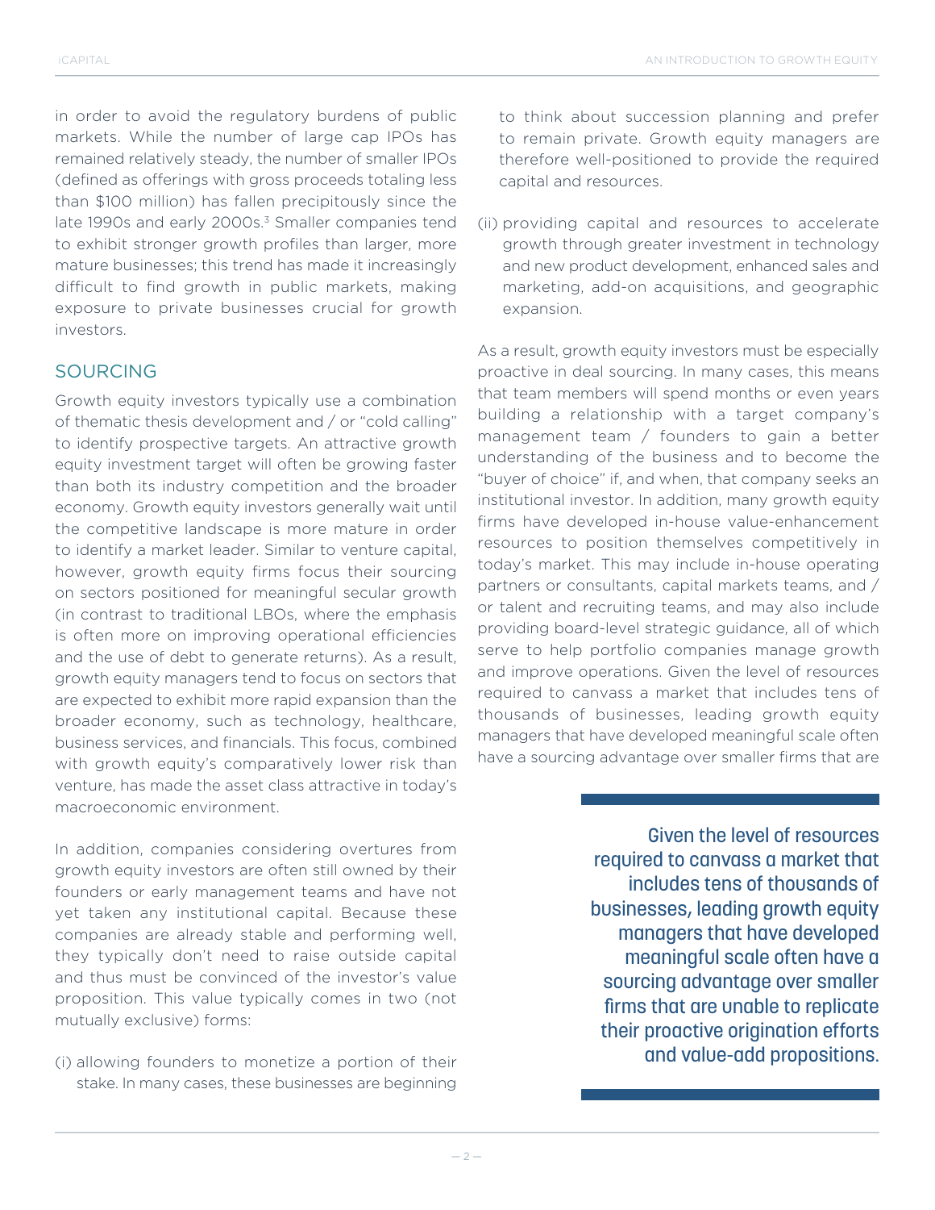in order to avoid the regulatory burdens of public markets. While the number of large cap IPOs has remained relatively steady, the number of smaller IPOs (defined as offerings with gross proceeds totaling less than $100 million) has fallen precipitously since the late 1990s and early 2000s.[3] Smaller companies tend to exhibit stronger growth profiles than larger, more mature businesses; this trend has made it increasingly difficult to find growth in public markets, making exposure to private businesses crucial for growth investors.

## SOURCING

Growth equity investors typically use a combination of thematic thesis development and / or "cold calling" to identify prospective targets. An attractive growth equity investment target will often be growing faster than both its industry competition and the broader economy. Growth equity investors generally wait until the competitive landscape is more mature in order to identify a market leader. Similar to venture capital, however, growth equity firms focus their sourcing on sectors positioned for meaningful secular growth (in contrast to traditional LBOs, where the emphasis is often more on improving operational efficiencies and the use of debt to generate returns). As a result, growth equity managers tend to focus on sectors that are expected to exhibit more rapid expansion than the broader economy, such as technology, healthcare, business services, and financials. This focus, combined with growth equity's comparatively lower risk than venture, has made the asset class attractive in today's macroeconomic environment.

In addition, companies considering overtures from growth equity investors are often still owned by their founders or early management teams and have not yet taken any institutional capital. Because these companies are already stable and performing well, they typically don't need to raise outside capital and thus must be convinced of the investor's value proposition. This value typically comes in two (not mutually exclusive) forms:

(i) allowing founders to monetize a portion of their stake. In many cases, these businesses are beginning to think about succession planning and prefer to remain private. Growth equity managers are therefore well-positioned to provide the required capital and resources.

(ii) providing capital and resources to accelerate growth through greater investment in technology and new product development, enhanced sales and marketing, add-on acquisitions, and geographic expansion.

As a result, growth equity investors must be especially proactive in deal sourcing. In many cases, this means that team members will spend months or even years building a relationship with a target company's management team / founders to gain a better understanding of the business and to become the "buyer of choice" if, and when, that company seeks an institutional investor. In addition, many growth equity firms have developed in-house value-enhancement resources to position themselves competitively in today's market. This may include in-house operating partners or consultants, capital markets teams, and / or talent and recruiting teams, and may also include providing board-level strategic guidance, all of which serve to help portfolio companies manage growth and improve operations. Given the level of resources required to canvass a market that includes tens of thousands of businesses, leading growth equity managers that have developed meaningful scale often have a sourcing advantage over smaller firms that are

> Given the level of resources required to canvass a market that includes tens of thousands of businesses, leading growth equity managers that have developed meaningful scale often have a sourcing advantage over smaller firms that are unable to replicate their proactive origination efforts and value-add propositions.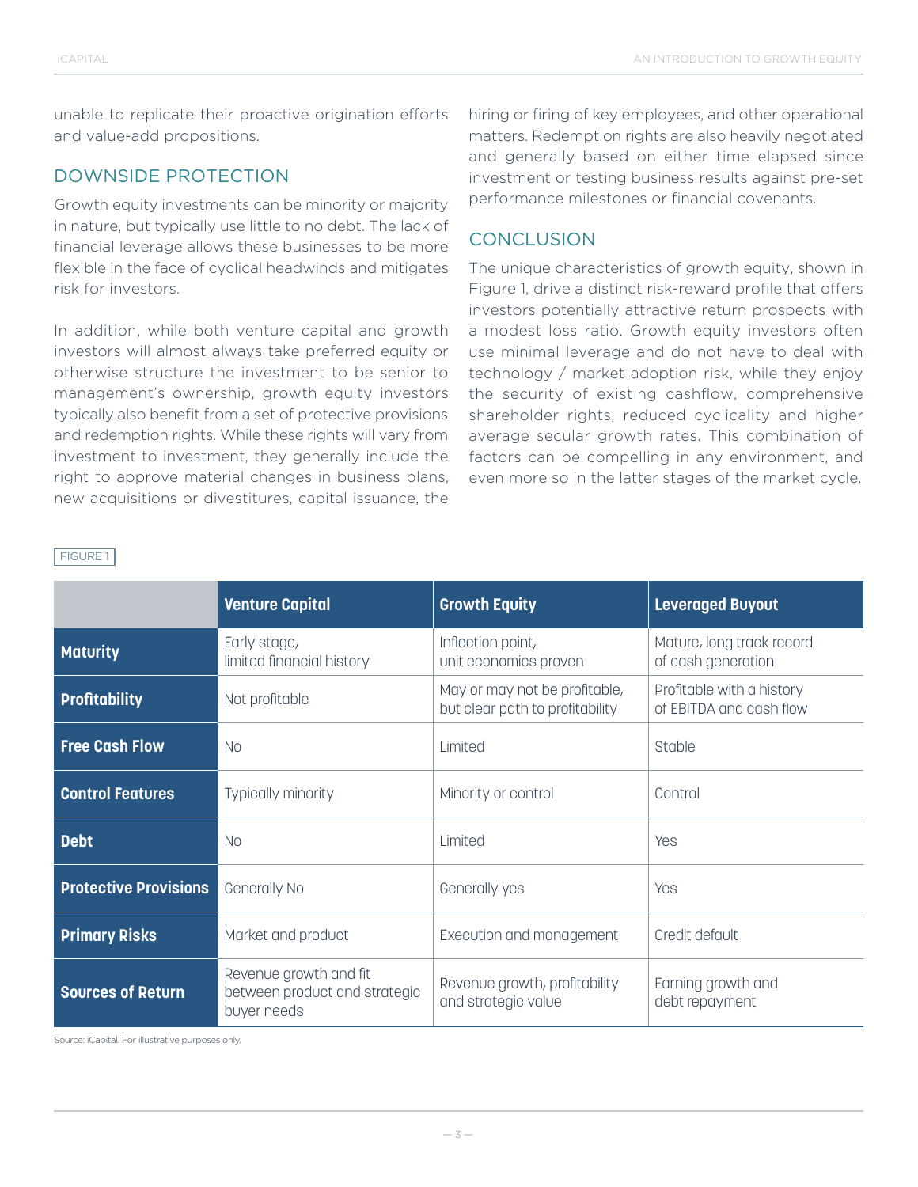unable to replicate their proactive origination efforts and value-add propositions.

## DOWNSIDE PROTECTION

Growth equity investments can be minority or majority in nature, but typically use little to no debt. The lack of financial leverage allows these businesses to be more flexible in the face of cyclical headwinds and mitigates risk for investors.

In addition, while both venture capital and growth investors will almost always take preferred equity or otherwise structure the investment to be senior to management's ownership, growth equity investors typically also benefit from a set of protective provisions and redemption rights. While these rights will vary from investment to investment, they generally include the right to approve material changes in business plans, new acquisitions or divestitures, capital issuance, the hiring or firing of key employees, and other operational matters. Redemption rights are also heavily negotiated and generally based on either time elapsed since investment or testing business results against pre-set performance milestones or financial covenants.

## CONCLUSION

The unique characteristics of growth equity, shown in Figure 1, drive a distinct risk-reward profile that offers investors potentially attractive return prospects with a modest loss ratio. Growth equity investors often use minimal leverage and do not have to deal with technology / market adoption risk, while they enjoy the security of existing cashflow, comprehensive shareholder rights, reduced cyclicality and higher average secular growth rates. This combination of factors can be compelling in any environment, and even more so in the latter stages of the market cycle.

FIGURE 1

| | Venture Capital | Growth Equity | Leveraged Buyout |
|---|---|---|---|
| **Maturity** | Early stage, limited financial history | Inflection point, unit economics proven | Mature, long track record of cash generation |
| **Profitability** | Not profitable | May or may not be profitable, but clear path to profitability | Profitable with a history of EBITDA and cash flow |
| **Free Cash Flow** | No | Limited | Stable |
| **Control Features** | Typically minority | Minority or control | Control |
| **Debt** | No | Limited | Yes |
| **Protective Provisions** | Generally No | Generally yes | Yes |
| **Primary Risks** | Market and product | Execution and management | Credit default |
| **Sources of Return** | Revenue growth and fit between product and strategic buyer needs | Revenue growth, profitability and strategic value | Earning growth and debt repayment |

Source: iCapital. For illustrative purposes only.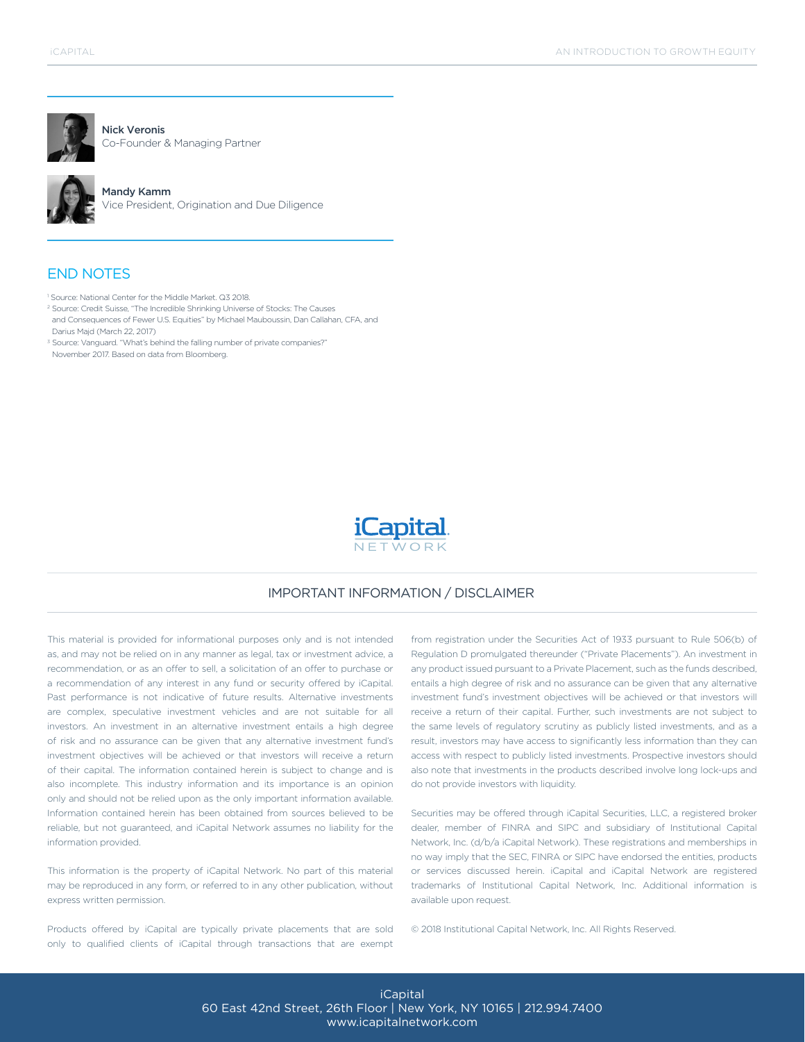**Nick Veronis**
Co-Founder & Managing Partner

**Mandy Kamm**
Vice President, Origination and Due Diligence

## END NOTES

1. Source: National Center for the Middle Market. Q3 2018.
2. Source: Credit Suisse, "The Incredible Shrinking Universe of Stocks: The Causes and Consequences of Fewer U.S. Equities" by Michael Mauboussin, Dan Callahan, CFA, and Darius Majd (March 22, 2017)
3. Source: Vanguard. "What's behind the falling number of private companies?" November 2017. Based on data from Bloomberg.

iCapital NETWORK

## IMPORTANT INFORMATION / DISCLAIMER

This material is provided for informational purposes only and is not intended as, and may not be relied on in any manner as legal, tax or investment advice, a recommendation, or as an offer to sell, a solicitation of an offer to purchase or a recommendation of any interest in any fund or security offered by iCapital. Past performance is not indicative of future results. Alternative investments are complex, speculative investment vehicles and are not suitable for all investors. An investment in an alternative investment entails a high degree of risk and no assurance can be given that any alternative investment fund's investment objectives will be achieved or that investors will receive a return of their capital. The information contained herein is subject to change and is also incomplete. This industry information and its importance is an opinion only and should not be relied upon as the only important information available. Information contained herein has been obtained from sources believed to be reliable, but not guaranteed, and iCapital Network assumes no liability for the information provided.

This information is the property of iCapital Network. No part of this material may be reproduced in any form, or referred to in any other publication, without express written permission.

Products offered by iCapital are typically private placements that are sold only to qualified clients of iCapital through transactions that are exempt from registration under the Securities Act of 1933 pursuant to Rule 506(b) of Regulation D promulgated thereunder ("Private Placements"). An investment in any product issued pursuant to a Private Placement, such as the funds described, entails a high degree of risk and no assurance can be given that any alternative investment fund's investment objectives will be achieved or that investors will receive a return of their capital. Further, such investments are not subject to the same levels of regulatory scrutiny as publicly listed investments, and as a result, investors may have access to significantly less information than they can access with respect to publicly listed investments. Prospective investors should also note that investments in the products described involve long lock-ups and do not provide investors with liquidity.

Securities may be offered through iCapital Securities, LLC, a registered broker dealer, member of FINRA and SIPC and subsidiary of Institutional Capital Network, Inc. (d/b/a iCapital Network). These registrations and memberships in no way imply that the SEC, FINRA or SIPC have endorsed the entities, products or services discussed herein. iCapital and iCapital Network are registered trademarks of Institutional Capital Network, Inc. Additional information is available upon request.

© 2018 Institutional Capital Network, Inc. All Rights Reserved.

iCapital
60 East 42nd Street, 26th Floor | New York, NY 10165 | 212.994.7400
www.icapitalnetwork.com